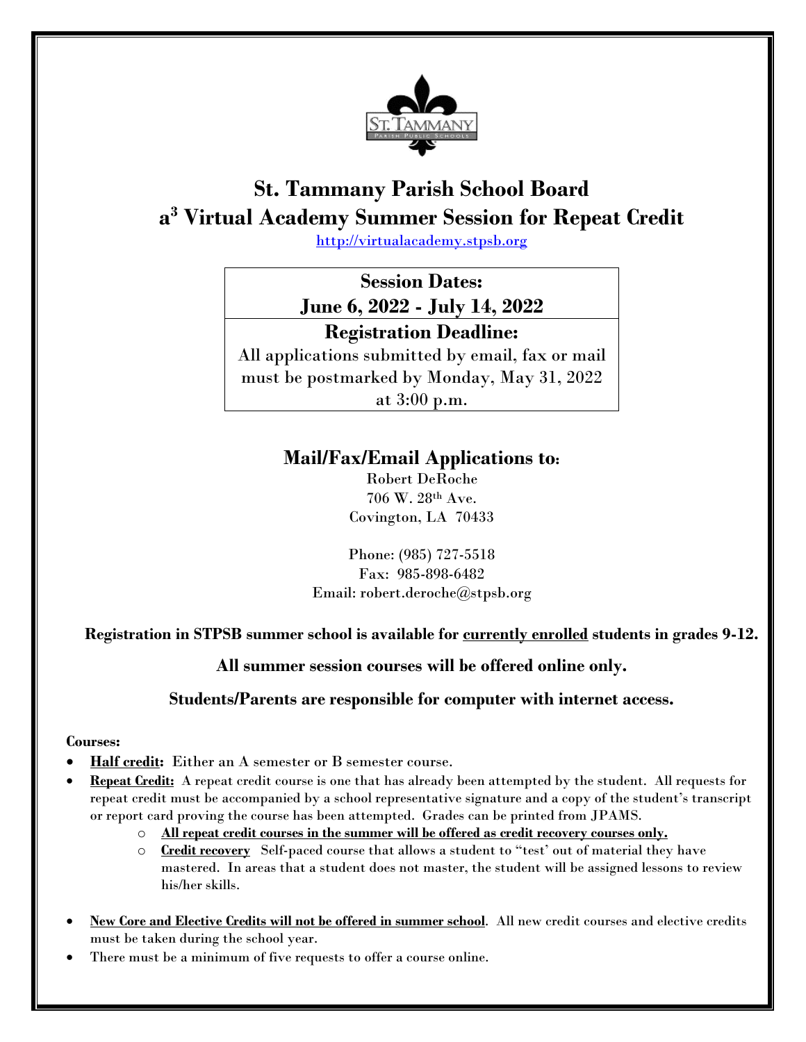# St. Tammany Parish School Board

# a$^3$ Virtual Academy Summer Session for Repeat Credit

http://virtualacademy.stpsb.org

| **Session Dates:** |
|---|
| **June 6, 2022 - July 14, 2022** |
| **Registration Deadline:** |
| All applications submitted by email, fax or mail must be postmarked by Monday, May 31, 2022 at 3:00 p.m. |

## Mail/Fax/Email Applications to:

Robert DeRoche
706 W. 28th Ave.
Covington, LA 70433

Phone: (985) 727-5518
Fax: 985-898-6482
Email: robert.deroche@stpsb.org

**Registration in STPSB summer school is available for currently enrolled students in grades 9-12.**

**All summer session courses will be offered online only.**

**Students/Parents are responsible for computer with internet access.**

**Courses:**

- **Half credit:** Either an A semester or B semester course.
- **Repeat Credit:** A repeat credit course is one that has already been attempted by the student. All requests for repeat credit must be accompanied by a school representative signature and a copy of the student's transcript or report card proving the course has been attempted. Grades can be printed from JPAMS.
  - **All repeat credit courses in the summer will be offered as credit recovery courses only.**
  - **Credit recovery** Self-paced course that allows a student to "test' out of material they have mastered. In areas that a student does not master, the student will be assigned lessons to review his/her skills.

- **New Core and Elective Credits will not be offered in summer school**. All new credit courses and elective credits must be taken during the school year.
- There must be a minimum of five requests to offer a course online.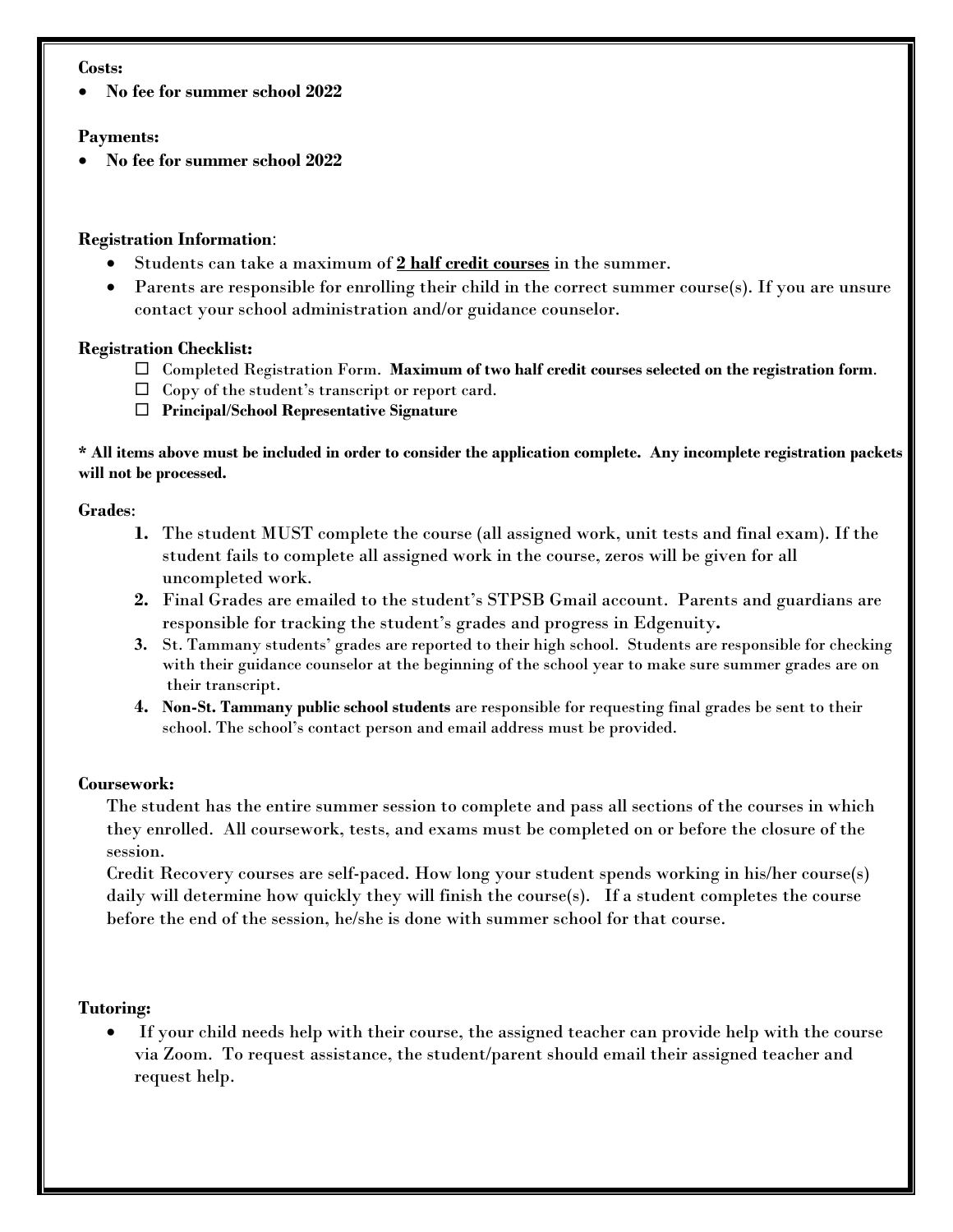**Costs:**

- **No fee for summer school 2022**

**Payments:**

- **No fee for summer school 2022**

**Registration Information**:

- Students can take a maximum of **2 half credit courses** in the summer.
- Parents are responsible for enrolling their child in the correct summer course(s). If you are unsure contact your school administration and/or guidance counselor.

**Registration Checklist:**

- ☐ Completed Registration Form. **Maximum of two half credit courses selected on the registration form**.
- ☐ Copy of the student's transcript or report card.
- ☐ **Principal/School Representative Signature**

**\* All items above must be included in order to consider the application complete. Any incomplete registration packets will not be processed.**

**Grades**:

1. The student MUST complete the course (all assigned work, unit tests and final exam). If the student fails to complete all assigned work in the course, zeros will be given for all uncompleted work.
2. Final Grades are emailed to the student's STPSB Gmail account. Parents and guardians are responsible for tracking the student's grades and progress in Edgenuity**.**
3. St. Tammany students' grades are reported to their high school. Students are responsible for checking with their guidance counselor at the beginning of the school year to make sure summer grades are on their transcript.
4. **Non-St. Tammany public school students** are responsible for requesting final grades be sent to their school. The school's contact person and email address must be provided.

**Coursework:**

The student has the entire summer session to complete and pass all sections of the courses in which they enrolled. All coursework, tests, and exams must be completed on or before the closure of the session.

Credit Recovery courses are self-paced. How long your student spends working in his/her course(s) daily will determine how quickly they will finish the course(s). If a student completes the course before the end of the session, he/she is done with summer school for that course.

**Tutoring:**

- If your child needs help with their course, the assigned teacher can provide help with the course via Zoom. To request assistance, the student/parent should email their assigned teacher and request help.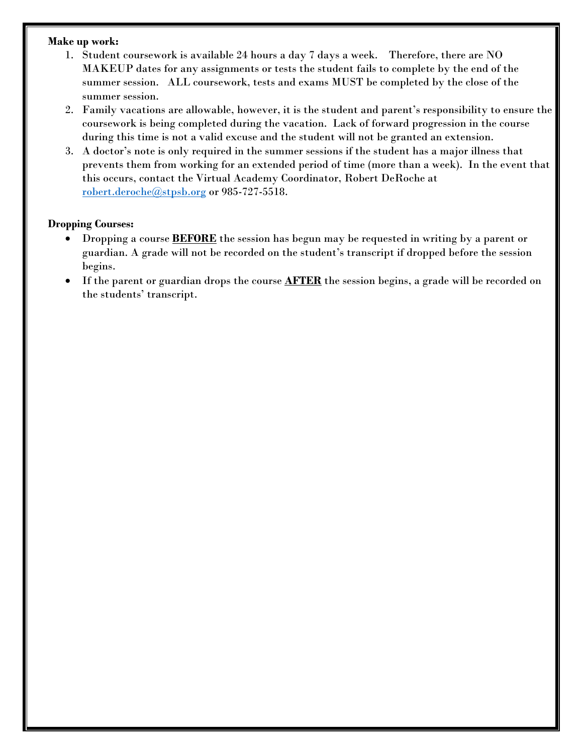**Make up work:**

1. Student coursework is available 24 hours a day 7 days a week. Therefore, there are NO MAKEUP dates for any assignments or tests the student fails to complete by the end of the summer session. ALL coursework, tests and exams MUST be completed by the close of the summer session.
2. Family vacations are allowable, however, it is the student and parent's responsibility to ensure the coursework is being completed during the vacation. Lack of forward progression in the course during this time is not a valid excuse and the student will not be granted an extension.
3. A doctor's note is only required in the summer sessions if the student has a major illness that prevents them from working for an extended period of time (more than a week). In the event that this occurs, contact the Virtual Academy Coordinator, Robert DeRoche at robert.deroche@stpsb.org or 985-727-5518.

**Dropping Courses:**

- Dropping a course **BEFORE** the session has begun may be requested in writing by a parent or guardian. A grade will not be recorded on the student's transcript if dropped before the session begins.
- If the parent or guardian drops the course **AFTER** the session begins, a grade will be recorded on the students' transcript.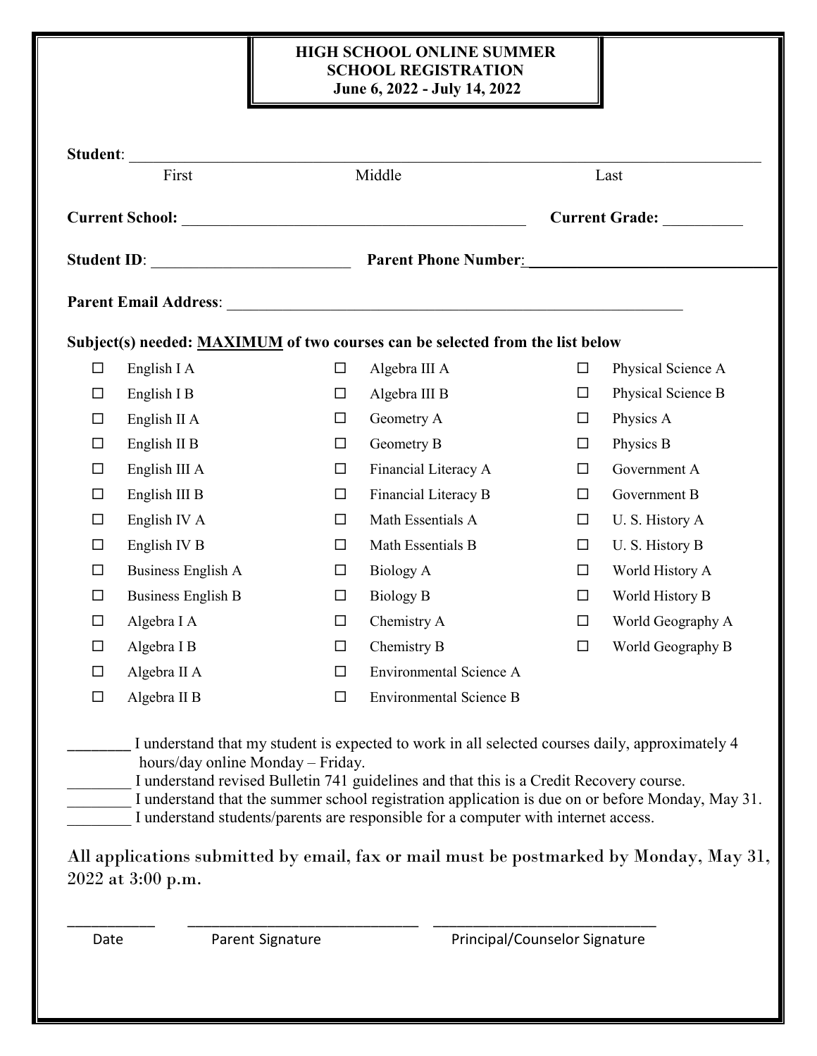# HIGH SCHOOL ONLINE SUMMER SCHOOL REGISTRATION
**June 6, 2022 - July 14, 2022**

**Student**: ______________________________________________________________
First                    Middle                    Last

**Current School:** ________________________________ **Current Grade:** __________

**Student ID**: _________________________ **Parent Phone Number**:_______________________________

**Parent Email Address**: ____________________________________________________

**Subject(s) needed: MAXIMUM of two courses can be selected from the list below**

| | | |
|---|---|---|
| ☐ English I A | ☐ Algebra III A | ☐ Physical Science A |
| ☐ English I B | ☐ Algebra III B | ☐ Physical Science B |
| ☐ English II A | ☐ Geometry A | ☐ Physics A |
| ☐ English II B | ☐ Geometry B | ☐ Physics B |
| ☐ English III A | ☐ Financial Literacy A | ☐ Government A |
| ☐ English III B | ☐ Financial Literacy B | ☐ Government B |
| ☐ English IV A | ☐ Math Essentials A | ☐ U. S. History A |
| ☐ English IV B | ☐ Math Essentials B | ☐ U. S. History B |
| ☐ Business English A | ☐ Biology A | ☐ World History A |
| ☐ Business English B | ☐ Biology B | ☐ World History B |
| ☐ Algebra I A | ☐ Chemistry A | ☐ World Geography A |
| ☐ Algebra I B | ☐ Chemistry B | ☐ World Geography B |
| ☐ Algebra II A | ☐ Environmental Science A | |
| ☐ Algebra II B | ☐ Environmental Science B | |

________ I understand that my student is expected to work in all selected courses daily, approximately 4 hours/day online Monday – Friday.

________ I understand revised Bulletin 741 guidelines and that this is a Credit Recovery course.

________ I understand that the summer school registration application is due on or before Monday, May 31.

________ I understand students/parents are responsible for a computer with internet access.

All applications submitted by email, fax or mail must be postmarked by Monday, May 31, 2022 at 3:00 p.m.

__________ ____________________________ ___________________________
Date          Parent Signature          Principal/Counselor Signature